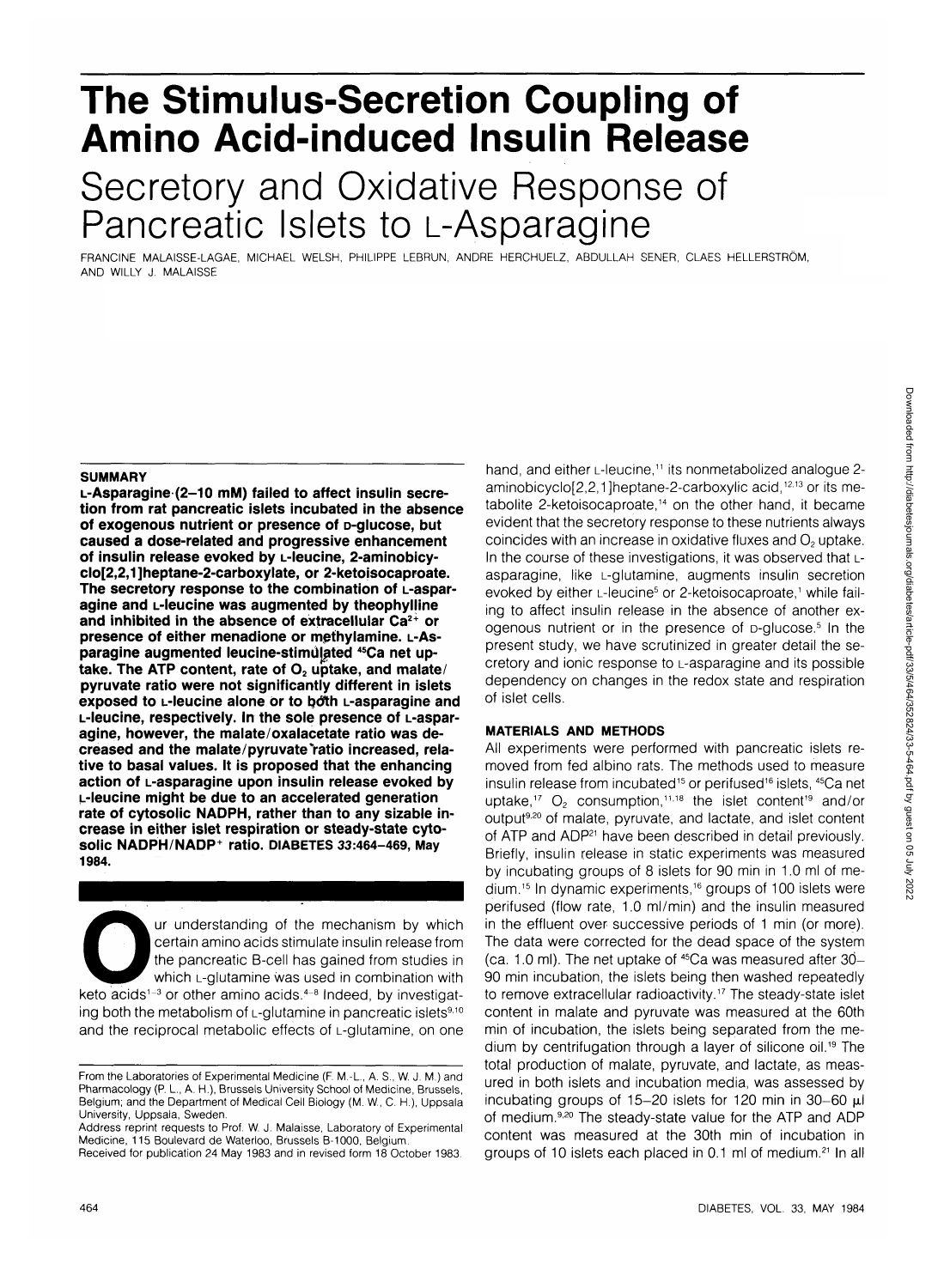# The Stimulus-Secretion Coupling of Amino Acid-induced Insulin Release

## Secretory and Oxidative Response of Pancreatic Islets to L-Asparagine

FRANCINE MALAISSE-LAGAE, MICHAEL WELSH, PHILIPPE LEBRUN, ANDRE HERCHUELZ, ABDULLAH SENER, CLAES HELLERSTRÖM, AND WILLY J. MALAISSE

### SUMMARY

**L-Asparagine (2–10 mM) failed to affect insulin secretion from rat pancreatic islets incubated in the absence of exogenous nutrient or presence of D-glucose, but caused a dose-related and progressive enhancement of insulin release evoked by L-leucine, 2-aminobicyclo[2,2,1]heptane-2-carboxylate, or 2-ketoisocaproate. The secretory response to the combination of L-asparagine and L-leucine was augmented by theophylline and inhibited in the absence of extracellular $Ca^{2+}$ or presence of either menadione or methylamine. L-Asparagine augmented leucine-stimulated $^{45}Ca$ net uptake. The ATP content, rate of $O_2$ uptake, and malate/pyruvate ratio were not significantly different in islets exposed to L-leucine alone or to both L-asparagine and L-leucine, respectively. In the sole presence of L-asparagine, however, the malate/oxalacetate ratio was decreased and the malate/pyruvate ratio increased, relative to basal values. It is proposed that the enhancing action of L-asparagine upon insulin release evoked by L-leucine might be due to an accelerated generation rate of cytosolic NADPH, rather than to any sizable increase in either islet respiration or steady-state cytosolic NADPH/NADP+ ratio. DIABETES 33:464–469, May 1984.**

Our understanding of the mechanism by which certain amino acids stimulate insulin release from the pancreatic B-cell has gained from studies in which L-glutamine was used in combination with keto acids[1–3] or other amino acids.[4–8] Indeed, by investigating both the metabolism of L-glutamine in pancreatic islets[9,10] and the reciprocal metabolic effects of L-glutamine, on one hand, and either L-leucine,[11] its nonmetabolized analogue 2-aminobicyclo[2,2,1]heptane-2-carboxylic acid,[12,13] or its metabolite 2-ketoisocaproate,[14] on the other hand, it became evident that the secretory response to these nutrients always coincides with an increase in oxidative fluxes and $O_2$ uptake. In the course of these investigations, it was observed that L-asparagine, like L-glutamine, augments insulin secretion evoked by either L-leucine[5] or 2-ketoisocaproate,[1] while failing to affect insulin release in the absence of another exogenous nutrient or in the presence of D-glucose.[5] In the present study, we have scrutinized in greater detail the secretory and ionic response to L-asparagine and its possible dependency on changes in the redox state and respiration of islet cells.

### MATERIALS AND METHODS

All experiments were performed with pancreatic islets removed from fed albino rats. The methods used to measure insulin release from incubated[15] or perifused[16] islets, $^{45}Ca$ net uptake,[17] $O_2$ consumption,[11,18] the islet content[19] and/or output[9,20] of malate, pyruvate, and lactate, and islet content of ATP and ADP[21] have been described in detail previously. Briefly, insulin release in static experiments was measured by incubating groups of 8 islets for 90 min in 1.0 ml of medium.[15] In dynamic experiments,[16] groups of 100 islets were perifused (flow rate, 1.0 ml/min) and the insulin measured in the effluent over successive periods of 1 min (or more). The data were corrected for the dead space of the system (ca. 1.0 ml). The net uptake of $^{45}Ca$ was measured after 30–90 min incubation, the islets being then washed repeatedly to remove extracellular radioactivity.[17] The steady-state islet content in malate and pyruvate was measured at the 60th min of incubation, the islets being separated from the medium by centrifugation through a layer of silicone oil.[19] The total production of malate, pyruvate, and lactate, as measured in both islets and incubation media, was assessed by incubating groups of 15–20 islets for 120 min in 30–60 μl of medium.[9,20] The steady-state value for the ATP and ADP content was measured at the 30th min of incubation in groups of 10 islets each placed in 0.1 ml of medium.[21] In all

From the Laboratories of Experimental Medicine (F. M.-L., A. S., W. J. M.) and Pharmacology (P. L., A. H.), Brussels University School of Medicine, Brussels, Belgium; and the Department of Medical Cell Biology (M. W., C. H.), Uppsala University, Uppsala, Sweden.

Address reprint requests to Prof. W. J. Malaisse, Laboratory of Experimental Medicine, 115 Boulevard de Waterloo, Brussels B-1000, Belgium.

Received for publication 24 May 1983 and in revised form 18 October 1983.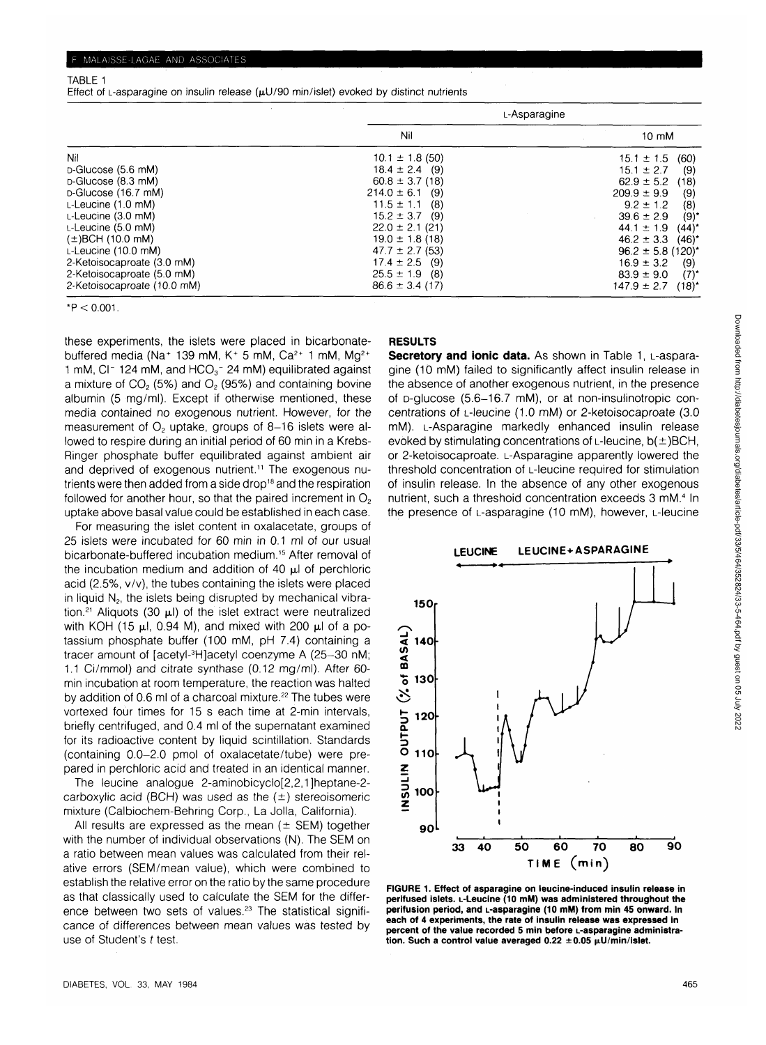TABLE 1
Effect of L-asparagine on insulin release (μU/90 min/islet) evoked by distinct nutrients

| | L-Asparagine | |
|---|---|---|
| | Nil | 10 mM |
| Nil | 10.1 ± 1.8 (50) | 15.1 ± 1.5 (60) |
| D-Glucose (5.6 mM) | 18.4 ± 2.4 (9) | 15.1 ± 2.7 (9) |
| D-Glucose (8.3 mM) | 60.8 ± 3.7 (18) | 62.9 ± 5.2 (18) |
| D-Glucose (16.7 mM) | 214.0 ± 6.1 (9) | 209.9 ± 9.9 (9) |
| L-Leucine (1.0 mM) | 11.5 ± 1.1 (8) | 9.2 ± 1.2 (8) |
| L-Leucine (3.0 mM) | 15.2 ± 3.7 (9) | 39.6 ± 2.9 (9)* |
| L-Leucine (5.0 mM) | 22.0 ± 2.1 (21) | 44.1 ± 1.9 (44)* |
| (±)BCH (10.0 mM) | 19.0 ± 1.8 (18) | 46.2 ± 3.3 (46)* |
| L-Leucine (10.0 mM) | 47.7 ± 2.7 (53) | 96.2 ± 5.8 (120)* |
| 2-Ketoisocaproate (3.0 mM) | 17.4 ± 2.5 (9) | 16.9 ± 3.2 (9) |
| 2-Ketoisocaproate (5.0 mM) | 25.5 ± 1.9 (8) | 83.9 ± 9.0 (7)* |
| 2-Ketoisocaproate (10.0 mM) | 86.6 ± 3.4 (17) | 147.9 ± 2.7 (18)* |

*$P < 0.001$.

these experiments, the islets were placed in bicarbonate-buffered media ($Na^+$ 139 mM, $K^+$ 5 mM, $Ca^{2+}$ 1 mM, $Mg^{2+}$ 1 mM, $Cl^-$ 124 mM, and $HCO_3^-$ 24 mM) equilibrated against a mixture of $CO_2$ (5%) and $O_2$ (95%) and containing bovine albumin (5 mg/ml). Except if otherwise mentioned, these media contained no exogenous nutrient. However, for the measurement of $O_2$ uptake, groups of 8–16 islets were allowed to respire during an initial period of 60 min in a Krebs-Ringer phosphate buffer equilibrated against ambient air and deprived of exogenous nutrient.[11] The exogenous nutrients were then added from a side drop[18] and the respiration followed for another hour, so that the paired increment in $O_2$ uptake above basal value could be established in each case.

For measuring the islet content in oxalacetate, groups of 25 islets were incubated for 60 min in 0.1 ml of our usual bicarbonate-buffered incubation medium.[15] After removal of the incubation medium and addition of 40 μl of perchloric acid (2.5%, v/v), the tubes containing the islets were placed in liquid $N_2$, the islets being disrupted by mechanical vibration.[21] Aliquots (30 μl) of the islet extract were neutralized with KOH (15 μl, 0.94 M), and mixed with 200 μl of a potassium phosphate buffer (100 mM, pH 7.4) containing a tracer amount of [acetyl-$^3$H]acetyl coenzyme A (25–30 nM; 1.1 Ci/mmol) and citrate synthase (0.12 mg/ml). After 60-min incubation at room temperature, the reaction was halted by addition of 0.6 ml of a charcoal mixture.[22] The tubes were vortexed four times for 15 s each time at 2-min intervals, briefly centrifuged, and 0.4 ml of the supernatant examined for its radioactive content by liquid scintillation. Standards (containing 0.0–2.0 pmol of oxalacetate/tube) were prepared in perchloric acid and treated in an identical manner.

The leucine analogue 2-aminobicyclo[2,2,1]heptane-2-carboxylic acid (BCH) was used as the (±) stereoisomeric mixture (Calbiochem-Behring Corp., La Jolla, California).

All results are expressed as the mean (± SEM) together with the number of individual observations (N). The SEM on a ratio between mean values was calculated from their relative errors (SEM/mean value), which were combined to establish the relative error on the ratio by the same procedure as that classically used to calculate the SEM for the difference between two sets of values.[23] The statistical significance of differences between mean values was tested by use of Student's t test.

## RESULTS

**Secretory and ionic data.** As shown in Table 1, L-asparagine (10 mM) failed to significantly affect insulin release in the absence of another exogenous nutrient, in the presence of D-glucose (5.6–16.7 mM), or at non-insulinotropic concentrations of L-leucine (1.0 mM) or 2-ketoisocaproate (3.0 mM). L-Asparagine markedly enhanced insulin release evoked by stimulating concentrations of L-leucine, b(±)BCH, or 2-ketoisocaproate. L-Asparagine apparently lowered the threshold concentration of L-leucine required for stimulation of insulin release. In the absence of any other exogenous nutrient, such a threshold concentration exceeds 3 mM.[4] In the presence of L-asparagine (10 mM), however, L-leucine

**FIGURE 1. Effect of asparagine on leucine-induced insulin release in perifused islets. L-Leucine (10 mM) was administered throughout the perifusion period, and L-asparagine (10 mM) from min 45 onward. In each of 4 experiments, the rate of insulin release was expressed in percent of the value recorded 5 min before L-asparagine administration. Such a control value averaged 0.22 ± 0.05 μU/min/islet.**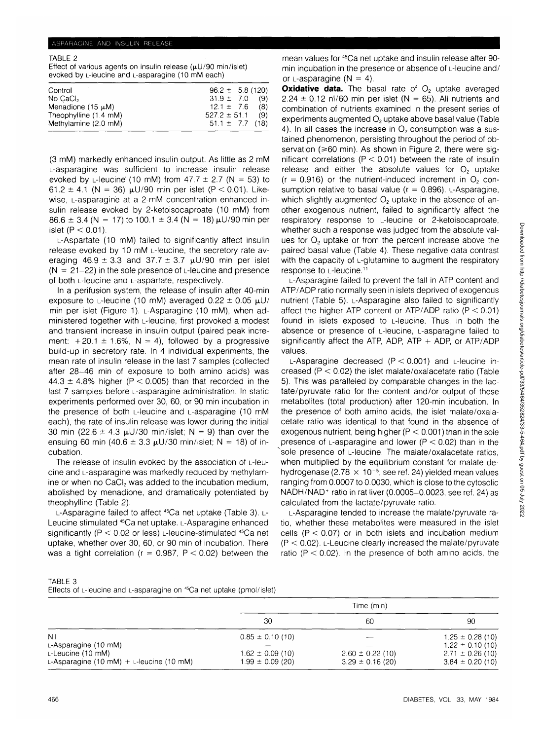TABLE 2
Effect of various agents on insulin release (μU/90 min/islet) evoked by L-leucine and L-asparagine (10 mM each)

| | |
|---|---|
| Control | 96.2 ± 5.8 (120) |
| No $CaCl_2$ | 31.9 ± 7.0 (9) |
| Menadione (15 μM) | 12.1 ± 7.6 (8) |
| Theophylline (1.4 mM) | 527.2 ± 51.1 (9) |
| Methylamine (2.0 mM) | 51.1 ± 7.7 (18) |

(3 mM) markedly enhanced insulin output. As little as 2 mM L-asparagine was sufficient to increase insulin release evoked by L-leucine (10 mM) from 47.7 ± 2.7 (N = 53) to 61.2 ± 4.1 (N = 36) μU/90 min per islet ($P < 0.01$). Likewise, L-asparagine at a 2-mM concentration enhanced insulin release evoked by 2-ketoisocaproate (10 mM) from 86.6 ± 3.4 (N = 17) to 100.1 ± 3.4 (N = 18) μU/90 min per islet ($P < 0.01$).

L-Aspartate (10 mM) failed to significantly affect insulin release evoked by 10 mM L-leucine, the secretory rate averaging 46.9 ± 3.3 and 37.7 ± 3.7 μU/90 min per islet (N = 21–22) in the sole presence of L-leucine and presence of both L-leucine and L-aspartate, respectively.

In a perifusion system, the release of insulin after 40-min exposure to L-leucine (10 mM) averaged 0.22 ± 0.05 μU/min per islet (Figure 1). L-Asparagine (10 mM), when administered together with L-leucine, first provoked a modest and transient increase in insulin output (paired peak increment: +20.1 ± 1.6%, N = 4), followed by a progressive build-up in secretory rate. In 4 individual experiments, the mean rate of insulin release in the last 7 samples (collected after 28–46 min of exposure to both amino acids) was 44.3 ± 4.8% higher ($P < 0.005$) than that recorded in the last 7 samples before L-asparagine administration. In static experiments performed over 30, 60, or 90 min incubation in the presence of both L-leucine and L-asparagine (10 mM each), the rate of insulin release was lower during the initial 30 min (22.6 ± 4.3 μU/30 min/islet; N = 9) than over the ensuing 60 min (40.6 ± 3.3 μU/30 min/islet; N = 18) of incubation.

The release of insulin evoked by the association of L-leucine and L-asparagine was markedly reduced by methylamine or when no $CaCl_2$ was added to the incubation medium, abolished by menadione, and dramatically potentiated by theophylline (Table 2).

L-Asparagine failed to affect $^{45}Ca$ net uptake (Table 3). L-Leucine stimulated $^{45}Ca$ net uptake. L-Asparagine enhanced significantly ($P < 0.02$ or less) L-leucine-stimulated $^{45}Ca$ net uptake, whether over 30, 60, or 90 min of incubation. There was a tight correlation ($r = 0.987$, $P < 0.02$) between the mean values for $^{45}Ca$ net uptake and insulin release after 90-min incubation in the presence or absence of L-leucine and/or L-asparagine (N = 4).

**Oxidative data.** The basal rate of $O_2$ uptake averaged 2.24 ± 0.12 nl/60 min per islet (N = 65). All nutrients and combination of nutrients examined in the present series of experiments augmented $O_2$ uptake above basal value (Table 4). In all cases the increase in $O_2$ consumption was a sustained phenomenon, persisting throughout the period of observation (≥60 min). As shown in Figure 2, there were significant correlations ($P < 0.01$) between the rate of insulin release and either the absolute values for $O_2$ uptake ($r = 0.916$) or the nutrient-induced increment in $O_2$ consumption relative to basal value ($r = 0.896$). L-Asparagine, which slightly augmented $O_2$ uptake in the absence of another exogenous nutrient, failed to significantly affect the respiratory response to L-leucine or 2-ketoisocaproate, whether such a response was judged from the absolute values for $O_2$ uptake or from the percent increase above the paired basal value (Table 4). These negative data contrast with the capacity of L-glutamine to augment the respiratory response to L-leucine.[11]

L-Asparagine failed to prevent the fall in ATP content and ATP/ADP ratio normally seen in islets deprived of exogenous nutrient (Table 5). L-Asparagine also failed to significantly affect the higher ATP content or ATP/ADP ratio ($P < 0.01$) found in islets exposed to L-leucine. Thus, in both the absence or presence of L-leucine, L-asparagine failed to significantly affect the ATP, ADP, ATP + ADP, or ATP/ADP values.

L-Asparagine decreased ($P < 0.001$) and L-leucine increased ($P < 0.02$) the islet malate/oxalacetate ratio (Table 5). This was paralleled by comparable changes in the lactate/pyruvate ratio for the content and/or output of these metabolites (total production) after 120-min incubation. In the presence of both amino acids, the islet malate/oxalacetate ratio was identical to that found in the absence of exogenous nutrient, being higher ($P < 0.001$) than in the sole presence of L-asparagine and lower ($P < 0.02$) than in the sole presence of L-leucine. The malate/oxalacetate ratios, when multiplied by the equilibrium constant for malate dehydrogenase ($2.78 \times 10^{-5}$, see ref. 24) yielded mean values ranging from 0.0007 to 0.0030, which is close to the cytosolic NADH/$NAD^+$ ratio in rat liver (0.0005–0.0023, see ref. 24) as calculated from the lactate/pyruvate ratio.

L-Asparagine tended to increase the malate/pyruvate ratio, whether these metabolites were measured in the islet cells ($P < 0.07$) or in both islets and incubation medium ($P < 0.02$). L-Leucine clearly increased the malate/pyruvate ratio ($P < 0.02$). In the presence of both amino acids, the

TABLE 3
Effects of L-leucine and L-asparagine on $^{45}Ca$ net uptake (pmol/islet)

| | Time (min) | | |
|---|---|---|---|
| | 30 | 60 | 90 |
| Nil | 0.85 ± 0.10 (10) | — | 1.25 ± 0.28 (10) |
| L-Asparagine (10 mM) | — | — | 1.22 ± 0.10 (10) |
| L-Leucine (10 mM) | 1.62 ± 0.09 (10) | 2.60 ± 0.22 (10) | 2.71 ± 0.26 (10) |
| L-Asparagine (10 mM) + L-leucine (10 mM) | 1.99 ± 0.09 (20) | 3.29 ± 0.16 (20) | 3.84 ± 0.20 (10) |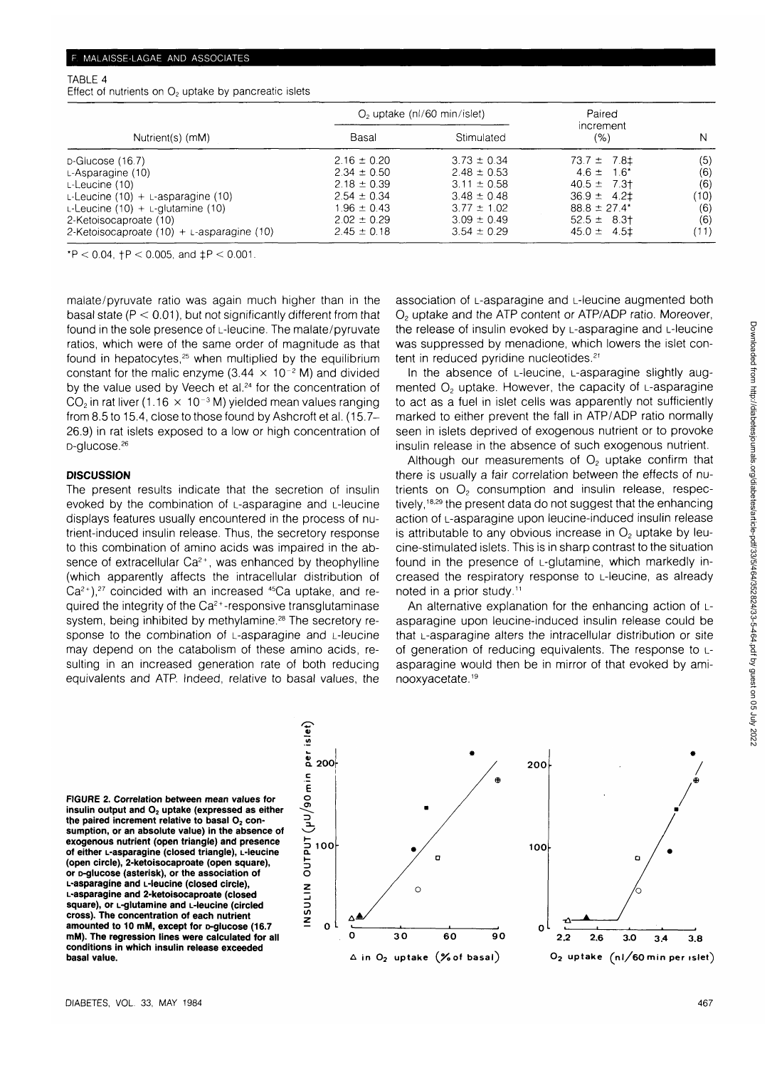TABLE 4
Effect of nutrients on $O_2$ uptake by pancreatic islets

| Nutrient(s) (mM) | $O_2$ uptake (nl/60 min/islet) | | Paired increment (%) | N |
|---|---|---|---|---|
| | Basal | Stimulated | | |
| D-Glucose (16.7) | 2.16 ± 0.20 | 3.73 ± 0.34 | 73.7 ± 7.8‡ | (5) |
| L-Asparagine (10) | 2.34 ± 0.50 | 2.48 ± 0.53 | 4.6 ± 1.6* | (6) |
| L-Leucine (10) | 2.18 ± 0.39 | 3.11 ± 0.58 | 40.5 ± 7.3† | (6) |
| L-Leucine (10) + L-asparagine (10) | 2.54 ± 0.34 | 3.48 ± 0.48 | 36.9 ± 4.2‡ | (10) |
| L-Leucine (10) + L-glutamine (10) | 1.96 ± 0.43 | 3.77 ± 1.02 | 88.8 ± 27.4* | (6) |
| 2-Ketoisocaproate (10) | 2.02 ± 0.29 | 3.09 ± 0.49 | 52.5 ± 8.3† | (6) |
| 2-Ketoisocaproate (10) + L-asparagine (10) | 2.45 ± 0.18 | 3.54 ± 0.29 | 45.0 ± 4.5‡ | (11) |

*$P < 0.04$, †$P < 0.005$, and ‡$P < 0.001$.

malate/pyruvate ratio was again much higher than in the basal state ($P < 0.01$), but not significantly different from that found in the sole presence of L-leucine. The malate/pyruvate ratios, which were of the same order of magnitude as that found in hepatocytes,[25] when multiplied by the equilibrium constant for the malic enzyme ($3.44 \times 10^{-2}$ M) and divided by the value used by Veech et al.[24] for the concentration of $CO_2$ in rat liver ($1.16 \times 10^{-3}$ M) yielded mean values ranging from 8.5 to 15.4, close to those found by Ashcroft et al. (15.7–26.9) in rat islets exposed to a low or high concentration of D-glucose.[26]

## DISCUSSION

The present results indicate that the secretion of insulin evoked by the combination of L-asparagine and L-leucine displays features usually encountered in the process of nutrient-induced insulin release. Thus, the secretory response to this combination of amino acids was impaired in the absence of extracellular $Ca^{2+}$, was enhanced by theophylline (which apparently affects the intracellular distribution of $Ca^{2+}$),[27] coincided with an increased $^{45}Ca$ uptake, and required the integrity of the $Ca^{2+}$-responsive transglutaminase system, being inhibited by methylamine.[28] The secretory response to the combination of L-asparagine and L-leucine may depend on the catabolism of these amino acids, resulting in an increased generation rate of both reducing equivalents and ATP. Indeed, relative to basal values, the association of L-asparagine and L-leucine augmented both $O_2$ uptake and the ATP content or ATP/ADP ratio. Moreover, the release of insulin evoked by L-asparagine and L-leucine was suppressed by menadione, which lowers the islet content in reduced pyridine nucleotides.[21]

In the absence of L-leucine, L-asparagine slightly augmented $O_2$ uptake. However, the capacity of L-asparagine to act as a fuel in islet cells was apparently not sufficiently marked to either prevent the fall in ATP/ADP ratio normally seen in islets deprived of exogenous nutrient or to provoke insulin release in the absence of such exogenous nutrient.

Although our measurements of $O_2$ uptake confirm that there is usually a fair correlation between the effects of nutrients on $O_2$ consumption and insulin release, respectively,[18,29] the present data do not suggest that the enhancing action of L-asparagine upon leucine-induced insulin release is attributable to any obvious increase in $O_2$ uptake by leucine-stimulated islets. This is in sharp contrast to the situation found in the presence of L-glutamine, which markedly increased the respiratory response to L-leucine, as already noted in a prior study.[11]

An alternative explanation for the enhancing action of L-asparagine upon leucine-induced insulin release could be that L-asparagine alters the intracellular distribution or site of generation of reducing equivalents. The response to L-asparagine would then be in mirror of that evoked by aminooxyacetate.[19]

**FIGURE 2. Correlation between mean values for insulin output and $O_2$ uptake (expressed as either the paired increment relative to basal $O_2$ consumption, or an absolute value) in the absence of exogenous nutrient (open triangle) and presence of either L-asparagine (closed triangle), L-leucine (open circle), 2-ketoisocaproate (open square), or D-glucose (asterisk), or the association of L-asparagine and L-leucine (closed circle), L-asparagine and 2-ketoisocaproate (closed square), or L-glutamine and L-leucine (circled cross). The concentration of each nutrient amounted to 10 mM, except for D-glucose (16.7 mM). The regression lines were calculated for all conditions in which insulin release exceeded basal value.**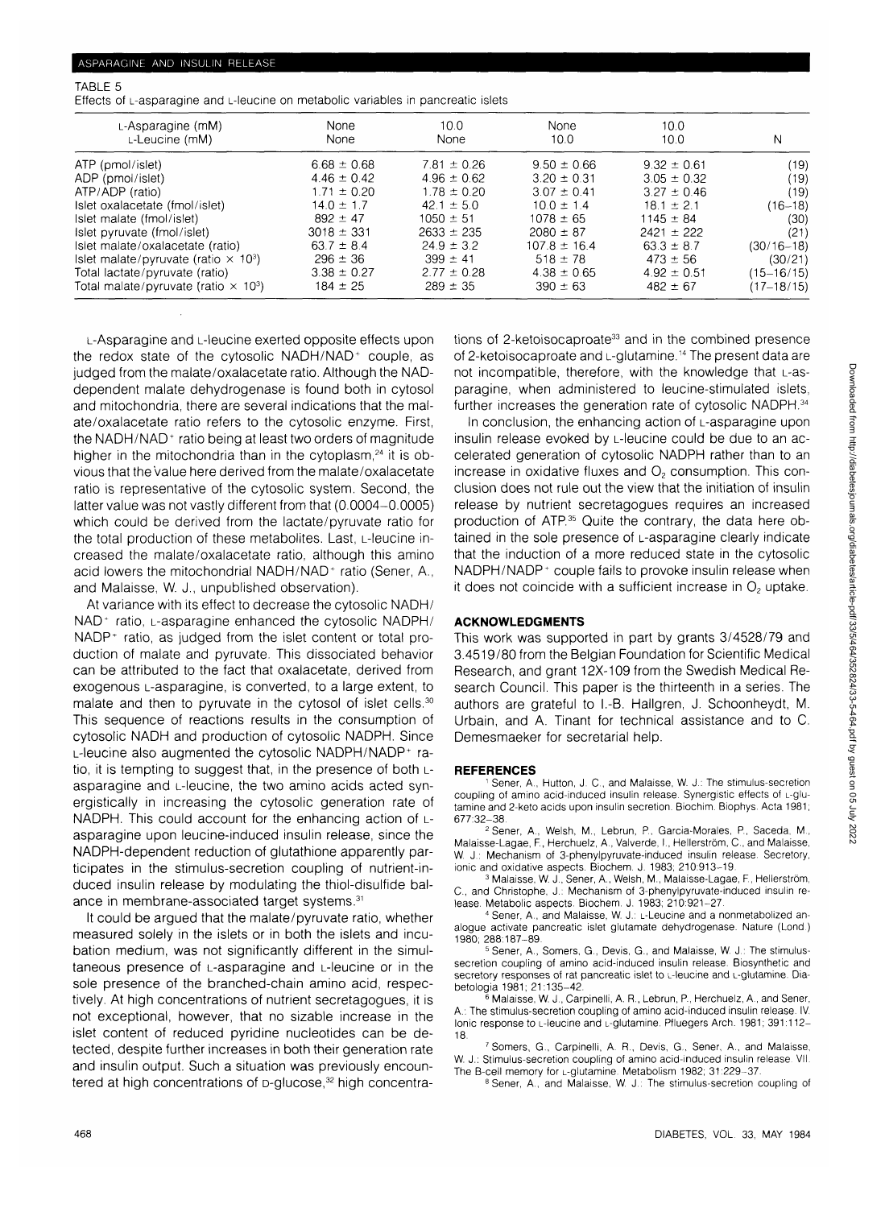TABLE 5

Effects of L-asparagine and L-leucine on metabolic variables in pancreatic islets

| L-Asparagine (mM) | None | 10.0 | None | 10.0 | |
|---|---|---|---|---|---|
| L-Leucine (mM) | None | None | 10.0 | 10.0 | N |
| ATP (pmol/islet) | 6.68 ± 0.68 | 7.81 ± 0.26 | 9.50 ± 0.66 | 9.32 ± 0.61 | (19) |
| ADP (pmol/islet) | 4.46 ± 0.42 | 4.96 ± 0.62 | 3.20 ± 0.31 | 3.05 ± 0.32 | (19) |
| ATP/ADP (ratio) | 1.71 ± 0.20 | 1.78 ± 0.20 | 3.07 ± 0.41 | 3.27 ± 0.46 | (19) |
| Islet oxalacetate (fmol/islet) | 14.0 ± 1.7 | 42.1 ± 5.0 | 10.0 ± 1.4 | 18.1 ± 2.1 | (16–18) |
| Islet malate (fmol/islet) | 892 ± 47 | 1050 ± 51 | 1078 ± 65 | 1145 ± 84 | (30) |
| Islet pyruvate (fmol/islet) | 3018 ± 331 | 2633 ± 235 | 2080 ± 87 | 2421 ± 222 | (21) |
| Islet malate/oxalacetate (ratio) | 63.7 ± 8.4 | 24.9 ± 3.2 | 107.8 ± 16.4 | 63.3 ± 8.7 | (30/16–18) |
| Islet malate/pyruvate (ratio × $10^3$) | 296 ± 36 | 399 ± 41 | 518 ± 78 | 473 ± 56 | (30/21) |
| Total lactate/pyruvate (ratio) | 3.38 ± 0.27 | 2.77 ± 0.28 | 4.38 ± 0.65 | 4.92 ± 0.51 | (15–16/15) |
| Total malate/pyruvate (ratio × $10^3$) | 184 ± 25 | 289 ± 35 | 390 ± 63 | 482 ± 67 | (17–18/15) |

L-Asparagine and L-leucine exerted opposite effects upon the redox state of the cytosolic NADH/NAD$^+$ couple, as judged from the malate/oxalacetate ratio. Although the NAD-dependent malate dehydrogenase is found both in cytosol and mitochondria, there are several indications that the malate/oxalacetate ratio refers to the cytosolic enzyme. First, the NADH/NAD$^+$ ratio being at least two orders of magnitude higher in the mitochondria than in the cytoplasm,[24] it is obvious that the value here derived from the malate/oxalacetate ratio is representative of the cytosolic system. Second, the latter value was not vastly different from that (0.0004–0.0005) which could be derived from the lactate/pyruvate ratio for the total production of these metabolites. Last, L-leucine increased the malate/oxalacetate ratio, although this amino acid lowers the mitochondrial NADH/NAD$^+$ ratio (Sener, A., and Malaisse, W. J., unpublished observation).

At variance with its effect to decrease the cytosolic NADH/NAD$^+$ ratio, L-asparagine enhanced the cytosolic NADPH/NADP$^+$ ratio, as judged from the islet content or total production of malate and pyruvate. This dissociated behavior can be attributed to the fact that oxalacetate, derived from exogenous L-asparagine, is converted, to a large extent, to malate and then to pyruvate in the cytosol of islet cells.[30] This sequence of reactions results in the consumption of cytosolic NADH and production of cytosolic NADPH. Since L-leucine also augmented the cytosolic NADPH/NADP$^+$ ratio, it is tempting to suggest that, in the presence of both L-asparagine and L-leucine, the two amino acids acted synergistically in increasing the cytosolic generation rate of NADPH. This could account for the enhancing action of L-asparagine upon leucine-induced insulin release, since the NADPH-dependent reduction of glutathione apparently participates in the stimulus-secretion coupling of nutrient-induced insulin release by modulating the thiol-disulfide balance in membrane-associated target systems.[31]

It could be argued that the malate/pyruvate ratio, whether measured solely in the islets or in both the islets and incubation medium, was not significantly different in the simultaneous presence of L-asparagine and L-leucine or in the sole presence of the branched-chain amino acid, respectively. At high concentrations of nutrient secretagogues, it is not exceptional, however, that no sizable increase in the islet content of reduced pyridine nucleotides can be detected, despite further increases in both their generation rate and insulin output. Such a situation was previously encountered at high concentrations of D-glucose,[32] high concentrations of 2-ketoisocaproate[33] and in the combined presence of 2-ketoisocaproate and L-glutamine.[14] The present data are not incompatible, therefore, with the knowledge that L-asparagine, when administered to leucine-stimulated islets, further increases the generation rate of cytosolic NADPH.[34]

In conclusion, the enhancing action of L-asparagine upon insulin release evoked by L-leucine could be due to an accelerated generation of cytosolic NADPH rather than to an increase in oxidative fluxes and $O_2$ consumption. This conclusion does not rule out the view that the initiation of insulin release by nutrient secretagogues requires an increased production of ATP.[35] Quite the contrary, the data here obtained in the sole presence of L-asparagine clearly indicate that the induction of a more reduced state in the cytosolic NADPH/NADP$^+$ couple fails to provoke insulin release when it does not coincide with a sufficient increase in $O_2$ uptake.

## ACKNOWLEDGMENTS

This work was supported in part by grants 3/4528/79 and 3.4519/80 from the Belgian Foundation for Scientific Medical Research, and grant 12X-109 from the Swedish Medical Research Council. This paper is the thirteenth in a series. The authors are grateful to I.-B. Hallgren, J. Schoonheydt, M. Urbain, and A. Tinant for technical assistance and to C. Demesmaeker for secretarial help.

## REFERENCES

1. Sener, A., Hutton, J. C., and Malaisse, W. J.: The stimulus-secretion coupling of amino acid-induced insulin release. Synergistic effects of L-glutamine and 2-keto acids upon insulin secretion. Biochim. Biophys. Acta 1981; 677:32–38.
2. Sener, A., Welsh, M., Lebrun, P., Garcia-Morales, P., Saceda, M., Malaisse-Lagae, F., Herchuelz, A., Valverde, I., Hellerström, C., and Malaisse, W. J.: Mechanism of 3-phenylpyruvate-induced insulin release. Secretory, ionic and oxidative aspects. Biochem. J. 1983; 210:913–19.
3. Malaisse, W. J., Sener, A., Welsh, M., Malaisse-Lagae, F., Hellerström, C., and Christophe, J.: Mechanism of 3-phenylpyruvate-induced insulin release. Metabolic aspects. Biochem. J. 1983; 210:921–27.
4. Sener, A., and Malaisse, W. J.: L-Leucine and a nonmetabolized analogue activate pancreatic islet glutamate dehydrogenase. Nature (Lond.) 1980; 288:187–89.
5. Sener, A., Somers, G., Devis, G., and Malaisse, W. J.: The stimulus-secretion coupling of amino acid-induced insulin release. Biosynthetic and secretory responses of rat pancreatic islet to L-leucine and L-glutamine. Diabetologia 1981; 21:135–42.
6. Malaisse, W. J., Carpinelli, A. R., Lebrun, P., Herchuelz, A., and Sener, A.: The stimulus-secretion coupling of amino acid-induced insulin release. IV. Ionic response to L-leucine and L-glutamine. Pfluegers Arch. 1981; 391:112–18.
7. Somers, G., Carpinelli, A. R., Devis, G., Sener, A., and Malaisse, W. J.: Stimulus-secretion coupling of amino acid-induced insulin release. VII. The B-cell memory for L-glutamine. Metabolism 1982; 31:229–37.
8. Sener, A., and Malaisse, W. J.: The stimulus-secretion coupling of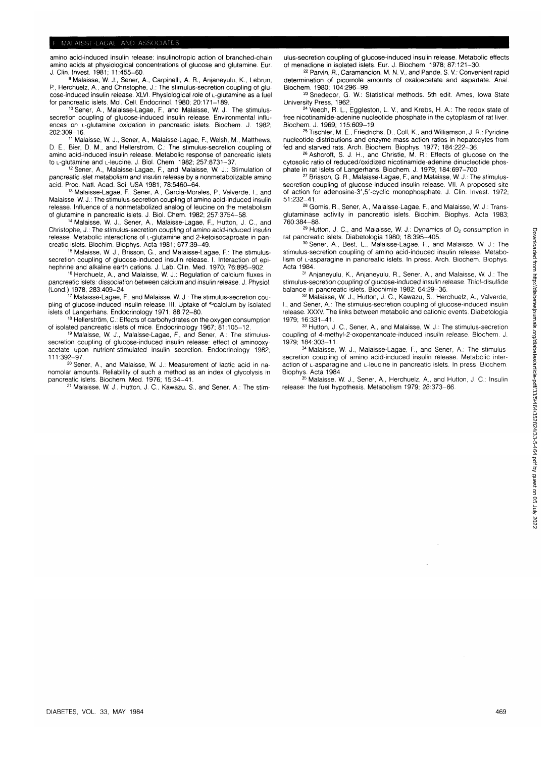amino acid-induced insulin release: insulinotropic action of branched-chain amino acids at physiological concentrations of glucose and glutamine. Eur. J. Clin. Invest. 1981; 11:455–60.

[9] Malaisse, W. J., Sener, A., Carpinelli, A. R., Anjaneyulu, K., Lebrun, P., Herchuelz, A., and Christophe, J.: The stimulus-secretion coupling of glucose-induced insulin release. XLVI. Physiological role of L-glutamine as a fuel for pancreatic islets. Mol. Cell. Endocrinol. 1980; 20:171–189.

[10] Sener, A., Malaisse-Lagae, F., and Malaisse, W. J.: The stimulus-secretion coupling of glucose-induced insulin release. Environmental influences on L-glutamine oxidation in pancreatic islets. Biochem. J. 1982; 202:309–16.

[11] Malaisse, W. J., Sener, A., Malaisse-Lagae, F., Welsh, M., Matthews, D. E., Bier, D. M., and Hellerström, C.: The stimulus-secretion coupling of amino acid-induced insulin release. Metabolic response of pancreatic islets to L-glutamine and L-leucine. J. Biol. Chem. 1982; 257:8731–37.

[12] Sener, A., Malaisse-Lagae, F., and Malaisse, W. J.: Stimulation of pancreatic islet metabolism and insulin release by a nonmetabolizable amino acid. Proc. Natl. Acad. Sci. USA 1981; 78:5460–64.

[13] Malaisse-Lagae, F., Sener, A., Garcia-Morales, P., Valverde, I., and Malaisse, W. J.: The stimulus-secretion coupling of amino acid-induced insulin release. Influence of a nonmetabolized analog of leucine on the metabolism of glutamine in pancreatic islets. J. Biol. Chem. 1982; 257:3754–58.

[14] Malaisse, W. J., Sener, A., Malaisse-Lagae, F., Hutton, J. C., and Christophe, J.: The stimulus-secretion coupling of amino acid-induced insulin release. Metabolic interactions of L-glutamine and 2-ketoisocaproate in pancreatic islets. Biochim. Biophys. Acta 1981; 677:39–49.

[15] Malaisse, W. J., Brisson, G., and Malaisse-Lagae, F.: The stimulus-secretion coupling of glucose-induced insulin release. I. Interaction of epinephrine and alkaline earth cations. J. Lab. Clin. Med. 1970; 76:895–902.

[16] Herchuelz, A., and Malaisse, W. J.: Regulation of calcium fluxes in pancreatic islets: dissociation between calcium and insulin release. J. Physiol. (Lond.) 1978; 283:409–24.

[17] Malaisse-Lagae, F., and Malaisse, W. J.: The stimulus-secretion coupling of glucose-induced insulin release. III. Uptake of $^{45}$calcium by isolated islets of Langerhans. Endocrinology 1971; 88:72–80.

[18] Hellerström, C.: Effects of carbohydrates on the oxygen consumption of isolated pancreatic islets of mice. Endocrinology 1967; 81:105–12.

[19] Malaisse, W. J., Malaisse-Lagae, F., and Sener, A.: The stimulus-secretion coupling of glucose-induced insulin release: effect of aminooxyacetate upon nutrient-stimulated insulin secretion. Endocrinology 1982; 111:392–97.

[20] Sener, A., and Malaisse, W. J.: Measurement of lactic acid in nanomolar amounts. Reliability of such a method as an index of glycolysis in pancreatic islets. Biochem. Med. 1976; 15:34–41.

[21] Malaisse, W. J., Hutton, J. C., Kawazu, S., and Sener, A.: The stimulus-secretion coupling of glucose-induced insulin release. Metabolic effects of menadione in isolated islets. Eur. J. Biochem. 1978; 87:121–30.

[22] Parvin, R., Caramancion, M. N. V., and Pande, S. V.: Convenient rapid determination of picomole amounts of oxaloacetate and aspartate. Anal. Biochem. 1980; 104:296–99.

[23] Snedecor, G. W.: Statistical methods. 5th edit. Ames, Iowa State University Press, 1962.

[24] Veech, R. L., Eggleston, L. V., and Krebs, H. A.: The redox state of free nicotinamide-adenine nucleotide phosphate in the cytoplasm of rat liver. Biochem. J. 1969; 115:609–19.

[25] Tischler, M. E., Friedrichs, D., Coll, K., and Williamson, J. R.: Pyridine nucleotide distributions and enzyme mass action ratios in hepatocytes from fed and starved rats. Arch. Biochem. Biophys. 1977; 184:222–36.

[26] Ashcroft, S. J. H., and Christie, M. R.: Effects of glucose on the cytosolic ratio of reduced/oxidized nicotinamide-adenine dinucleotide phosphate in rat islets of Langerhans. Biochem. J. 1979; 184:697–700.

[27] Brisson, G. R., Malaisse-Lagae, F., and Malaisse, W. J.: The stimulus-secretion coupling of glucose-induced insulin release. VII. A proposed site of action for adenosine-3′,5′-cyclic monophosphate. J. Clin. Invest. 1972; 51:232–41.

[28] Gomis, R., Sener, A., Malaisse-Lagae, F., and Malaisse, W. J.: Transglutaminase activity in pancreatic islets. Biochim. Biophys. Acta 1983; 760:384–88.

[29] Hutton, J. C., and Malaisse, W. J.: Dynamics of $O_2$ consumption in rat pancreatic islets. Diabetologia 1980; 18:395–405.

[30] Sener, A., Best, L., Malaisse-Lagae, F., and Malaisse, W. J.: The stimulus-secretion coupling of amino acid-induced insulin release. Metabolism of L-asparagine in pancreatic islets. In press. Arch. Biochem. Biophys. Acta 1984.

[31] Anjaneyulu, K., Anjaneyulu, R., Sener, A., and Malaisse, W. J.: The stimulus-secretion coupling of glucose-induced insulin release. Thiol-disulfide balance in pancreatic islets. Biochimie 1982; 64:29–36.

[32] Malaisse, W. J., Hutton, J. C., Kawazu, S., Herchuelz, A., Valverde, I., and Sener, A.: The stimulus-secretion coupling of glucose-induced insulin release. XXXV. The links between metabolic and cationic events. Diabetologia 1979; 16:331–41.

[33] Hutton, J. C., Sener, A., and Malaisse, W. J.: The stimulus-secretion coupling of 4-methyl-2-oxopentanoate-induced insulin release. Biochem. J. 1979; 184:303–11.

[34] Malaisse, W. J., Malaisse-Lagae, F., and Sener, A.: The stimulus-secretion coupling of amino acid-induced insulin release. Metabolic interaction of L-asparagine and L-leucine in pancreatic islets. In press. Biochem. Biophys. Acta 1984.

[35] Malaisse, W. J., Sener, A., Herchuelz, A., and Hutton, J. C.: Insulin release: the fuel hypothesis. Metabolism 1979; 28:373–86.